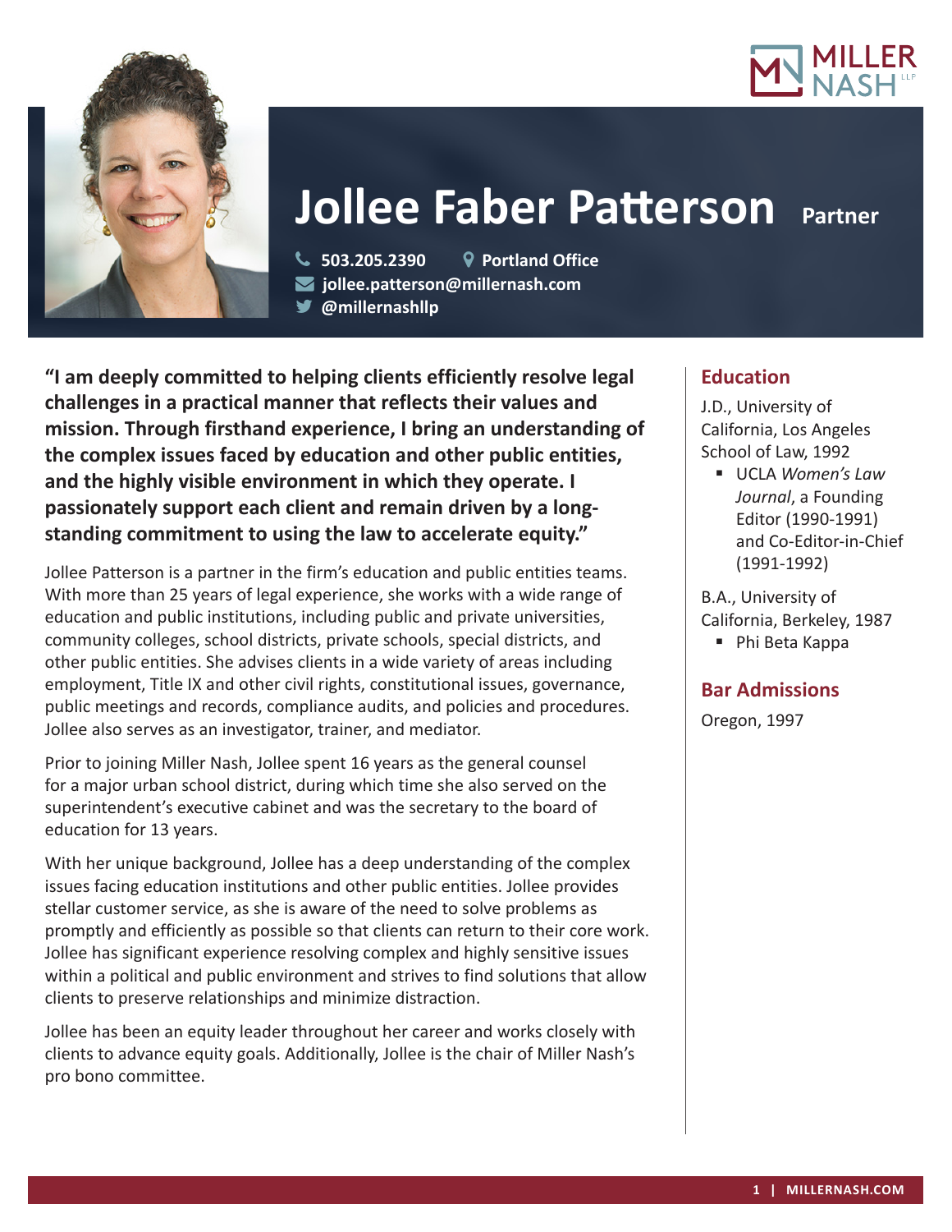# Jollee Faber Patterson

**Partner**

503.205.2390 | Portland Office
jollee.patterson@millernash.com
@millernashllp

**"I am deeply committed to helping clients efficiently resolve legal challenges in a practical manner that reflects their values and mission. Through firsthand experience, I bring an understanding of the complex issues faced by education and other public entities, and the highly visible environment in which they operate. I passionately support each client and remain driven by a long-standing commitment to using the law to accelerate equity."**

Jollee Patterson is a partner in the firm's education and public entities teams. With more than 25 years of legal experience, she works with a wide range of education and public institutions, including public and private universities, community colleges, school districts, private schools, special districts, and other public entities. She advises clients in a wide variety of areas including employment, Title IX and other civil rights, constitutional issues, governance, public meetings and records, compliance audits, and policies and procedures. Jollee also serves as an investigator, trainer, and mediator.

Prior to joining Miller Nash, Jollee spent 16 years as the general counsel for a major urban school district, during which time she also served on the superintendent's executive cabinet and was the secretary to the board of education for 13 years.

With her unique background, Jollee has a deep understanding of the complex issues facing education institutions and other public entities. Jollee provides stellar customer service, as she is aware of the need to solve problems as promptly and efficiently as possible so that clients can return to their core work. Jollee has significant experience resolving complex and highly sensitive issues within a political and public environment and strives to find solutions that allow clients to preserve relationships and minimize distraction.

Jollee has been an equity leader throughout her career and works closely with clients to advance equity goals. Additionally, Jollee is the chair of Miller Nash's pro bono committee.

## Education

J.D., University of California, Los Angeles School of Law, 1992

- UCLA *Women's Law Journal*, a Founding Editor (1990-1991) and Co-Editor-in-Chief (1991-1992)

B.A., University of California, Berkeley, 1987

- Phi Beta Kappa

## Bar Admissions

Oregon, 1997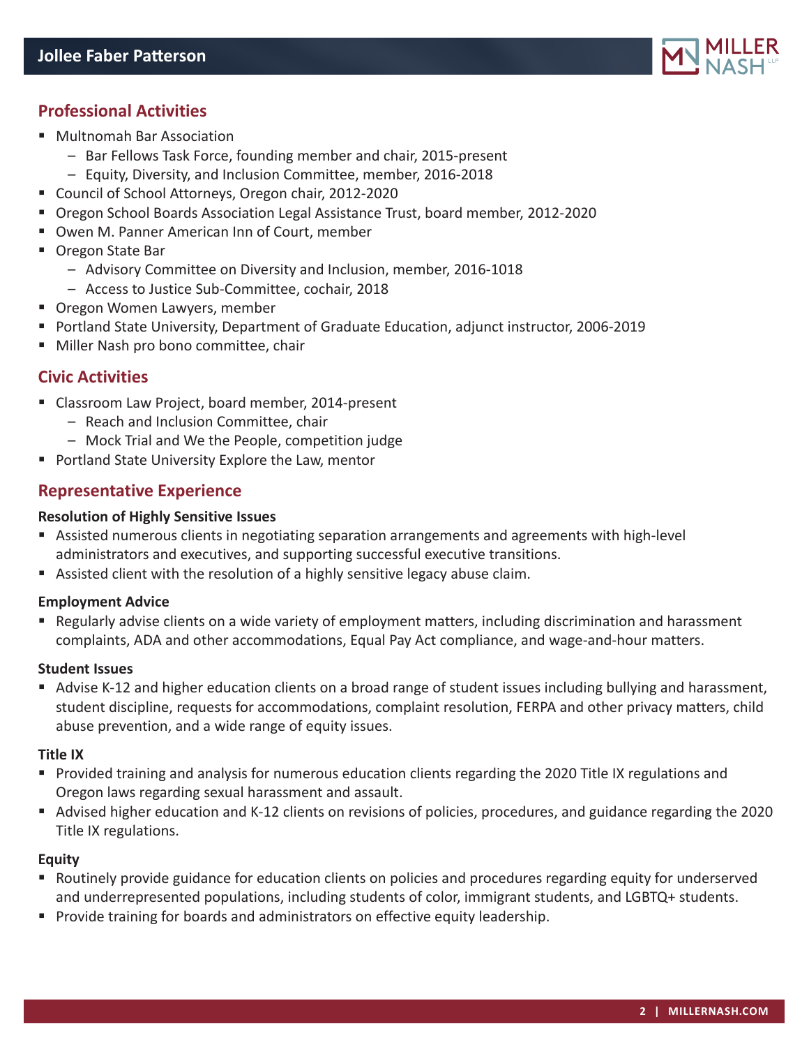## Professional Activities

- Multnomah Bar Association
  - Bar Fellows Task Force, founding member and chair, 2015-present
  - Equity, Diversity, and Inclusion Committee, member, 2016-2018
- Council of School Attorneys, Oregon chair, 2012-2020
- Oregon School Boards Association Legal Assistance Trust, board member, 2012-2020
- Owen M. Panner American Inn of Court, member
- Oregon State Bar
  - Advisory Committee on Diversity and Inclusion, member, 2016-1018
  - Access to Justice Sub-Committee, cochair, 2018
- Oregon Women Lawyers, member
- Portland State University, Department of Graduate Education, adjunct instructor, 2006-2019
- Miller Nash pro bono committee, chair

## Civic Activities

- Classroom Law Project, board member, 2014-present
  - Reach and Inclusion Committee, chair
  - Mock Trial and We the People, competition judge
- Portland State University Explore the Law, mentor

## Representative Experience

**Resolution of Highly Sensitive Issues**

- Assisted numerous clients in negotiating separation arrangements and agreements with high-level administrators and executives, and supporting successful executive transitions.
- Assisted client with the resolution of a highly sensitive legacy abuse claim.

**Employment Advice**

- Regularly advise clients on a wide variety of employment matters, including discrimination and harassment complaints, ADA and other accommodations, Equal Pay Act compliance, and wage-and-hour matters.

**Student Issues**

- Advise K-12 and higher education clients on a broad range of student issues including bullying and harassment, student discipline, requests for accommodations, complaint resolution, FERPA and other privacy matters, child abuse prevention, and a wide range of equity issues.

**Title IX**

- Provided training and analysis for numerous education clients regarding the 2020 Title IX regulations and Oregon laws regarding sexual harassment and assault.
- Advised higher education and K-12 clients on revisions of policies, procedures, and guidance regarding the 2020 Title IX regulations.

**Equity**

- Routinely provide guidance for education clients on policies and procedures regarding equity for underserved and underrepresented populations, including students of color, immigrant students, and LGBTQ+ students.
- Provide training for boards and administrators on effective equity leadership.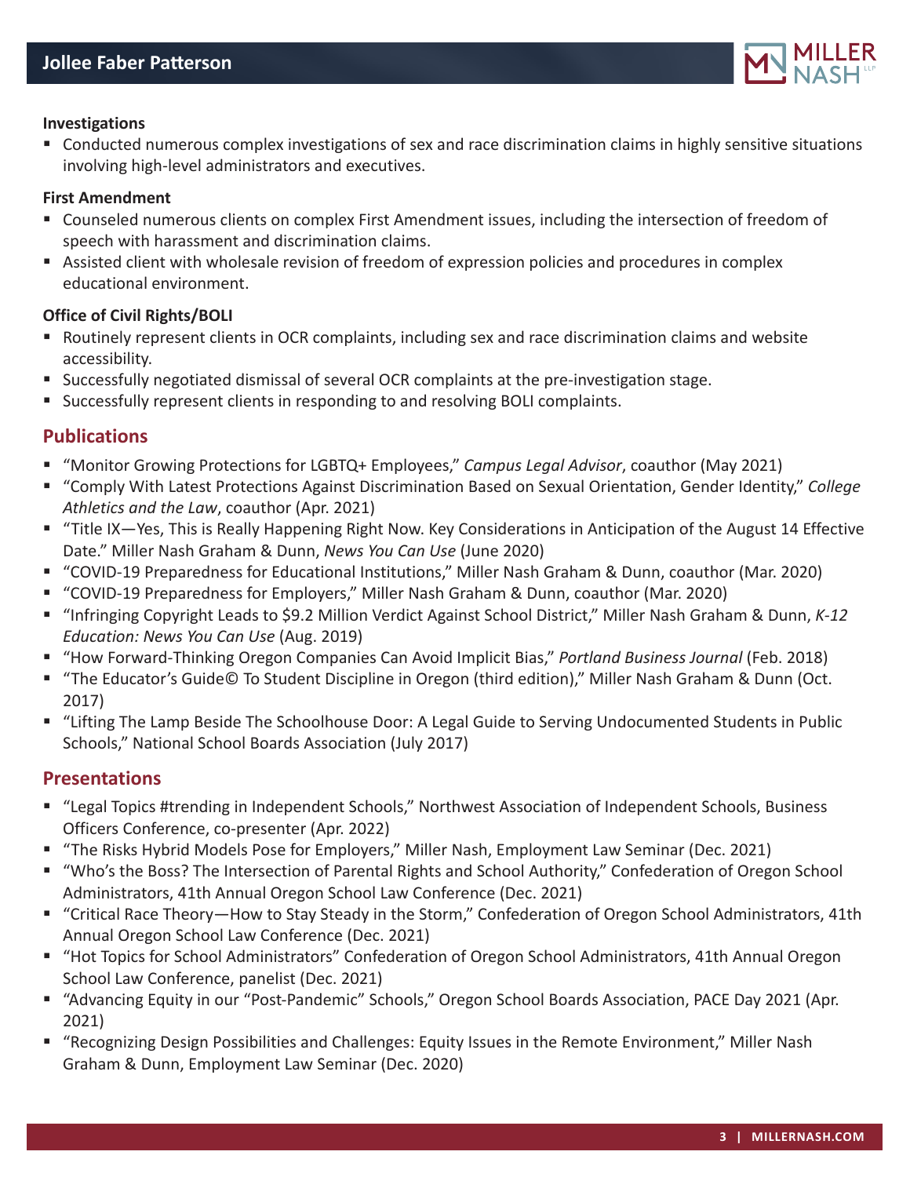#### Investigations

- Conducted numerous complex investigations of sex and race discrimination claims in highly sensitive situations involving high-level administrators and executives.

#### First Amendment

- Counseled numerous clients on complex First Amendment issues, including the intersection of freedom of speech with harassment and discrimination claims.
- Assisted client with wholesale revision of freedom of expression policies and procedures in complex educational environment.

#### Office of Civil Rights/BOLI

- Routinely represent clients in OCR complaints, including sex and race discrimination claims and website accessibility.
- Successfully negotiated dismissal of several OCR complaints at the pre-investigation stage.
- Successfully represent clients in responding to and resolving BOLI complaints.

## Publications

- "Monitor Growing Protections for LGBTQ+ Employees," *Campus Legal Advisor*, coauthor (May 2021)
- "Comply With Latest Protections Against Discrimination Based on Sexual Orientation, Gender Identity," *College Athletics and the Law*, coauthor (Apr. 2021)
- "Title IX—Yes, This is Really Happening Right Now. Key Considerations in Anticipation of the August 14 Effective Date." Miller Nash Graham & Dunn, *News You Can Use* (June 2020)
- "COVID-19 Preparedness for Educational Institutions," Miller Nash Graham & Dunn, coauthor (Mar. 2020)
- "COVID-19 Preparedness for Employers," Miller Nash Graham & Dunn, coauthor (Mar. 2020)
- "Infringing Copyright Leads to $9.2 Million Verdict Against School District," Miller Nash Graham & Dunn, *K-12 Education: News You Can Use* (Aug. 2019)
- "How Forward-Thinking Oregon Companies Can Avoid Implicit Bias," *Portland Business Journal* (Feb. 2018)
- "The Educator's Guide© To Student Discipline in Oregon (third edition)," Miller Nash Graham & Dunn (Oct. 2017)
- "Lifting The Lamp Beside The Schoolhouse Door: A Legal Guide to Serving Undocumented Students in Public Schools," National School Boards Association (July 2017)

## Presentations

- "Legal Topics #trending in Independent Schools," Northwest Association of Independent Schools, Business Officers Conference, co-presenter (Apr. 2022)
- "The Risks Hybrid Models Pose for Employers," Miller Nash, Employment Law Seminar (Dec. 2021)
- "Who's the Boss? The Intersection of Parental Rights and School Authority," Confederation of Oregon School Administrators, 41th Annual Oregon School Law Conference (Dec. 2021)
- "Critical Race Theory—How to Stay Steady in the Storm," Confederation of Oregon School Administrators, 41th Annual Oregon School Law Conference (Dec. 2021)
- "Hot Topics for School Administrators" Confederation of Oregon School Administrators, 41th Annual Oregon School Law Conference, panelist (Dec. 2021)
- "Advancing Equity in our "Post-Pandemic" Schools," Oregon School Boards Association, PACE Day 2021 (Apr. 2021)
- "Recognizing Design Possibilities and Challenges: Equity Issues in the Remote Environment," Miller Nash Graham & Dunn, Employment Law Seminar (Dec. 2020)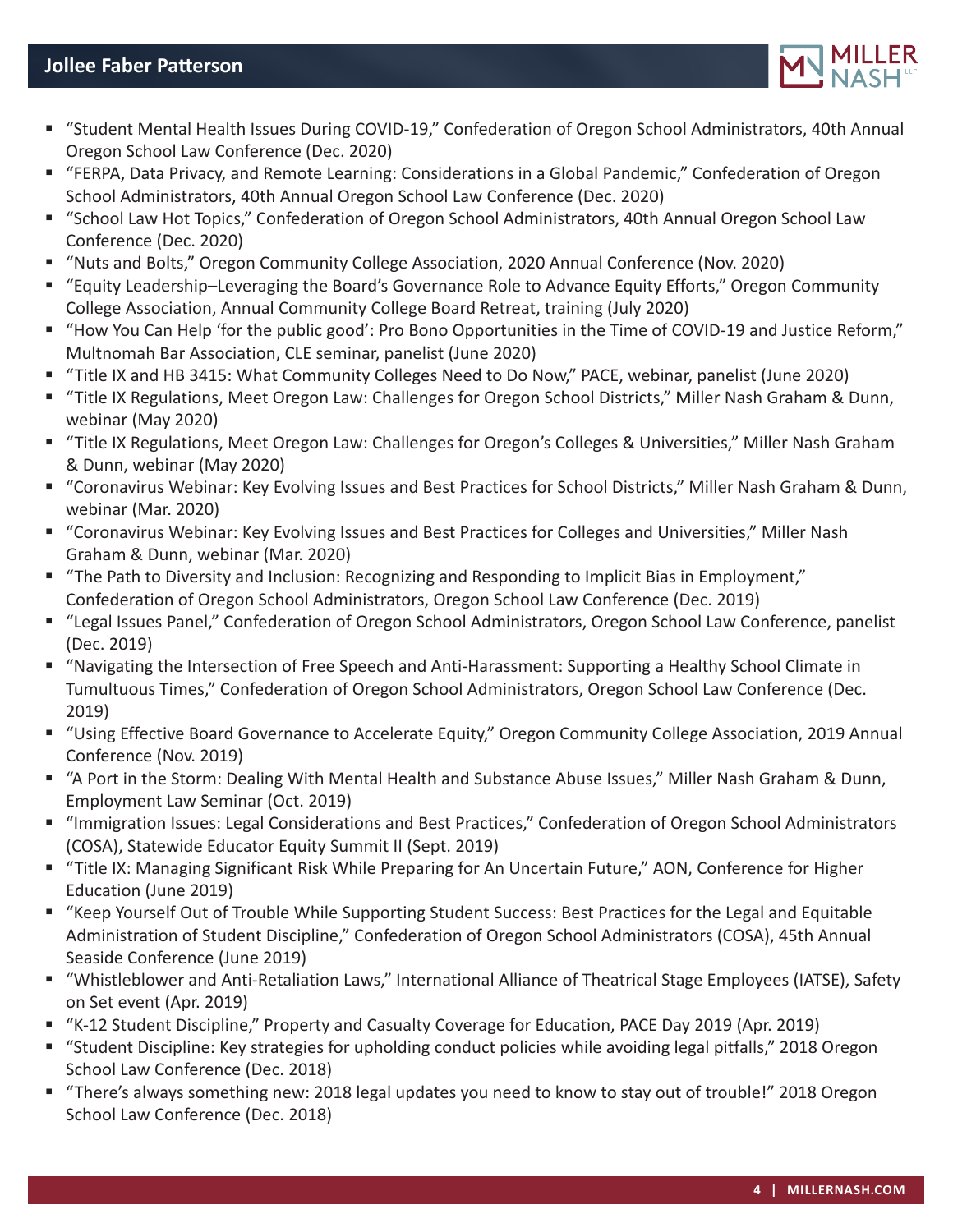- "Student Mental Health Issues During COVID-19," Confederation of Oregon School Administrators, 40th Annual Oregon School Law Conference (Dec. 2020)
- "FERPA, Data Privacy, and Remote Learning: Considerations in a Global Pandemic," Confederation of Oregon School Administrators, 40th Annual Oregon School Law Conference (Dec. 2020)
- "School Law Hot Topics," Confederation of Oregon School Administrators, 40th Annual Oregon School Law Conference (Dec. 2020)
- "Nuts and Bolts," Oregon Community College Association, 2020 Annual Conference (Nov. 2020)
- "Equity Leadership–Leveraging the Board's Governance Role to Advance Equity Efforts," Oregon Community College Association, Annual Community College Board Retreat, training (July 2020)
- "How You Can Help 'for the public good': Pro Bono Opportunities in the Time of COVID-19 and Justice Reform," Multnomah Bar Association, CLE seminar, panelist (June 2020)
- "Title IX and HB 3415: What Community Colleges Need to Do Now," PACE, webinar, panelist (June 2020)
- "Title IX Regulations, Meet Oregon Law: Challenges for Oregon School Districts," Miller Nash Graham & Dunn, webinar (May 2020)
- "Title IX Regulations, Meet Oregon Law: Challenges for Oregon's Colleges & Universities," Miller Nash Graham & Dunn, webinar (May 2020)
- "Coronavirus Webinar: Key Evolving Issues and Best Practices for School Districts," Miller Nash Graham & Dunn, webinar (Mar. 2020)
- "Coronavirus Webinar: Key Evolving Issues and Best Practices for Colleges and Universities," Miller Nash Graham & Dunn, webinar (Mar. 2020)
- "The Path to Diversity and Inclusion: Recognizing and Responding to Implicit Bias in Employment," Confederation of Oregon School Administrators, Oregon School Law Conference (Dec. 2019)
- "Legal Issues Panel," Confederation of Oregon School Administrators, Oregon School Law Conference, panelist (Dec. 2019)
- "Navigating the Intersection of Free Speech and Anti-Harassment: Supporting a Healthy School Climate in Tumultuous Times," Confederation of Oregon School Administrators, Oregon School Law Conference (Dec. 2019)
- "Using Effective Board Governance to Accelerate Equity," Oregon Community College Association, 2019 Annual Conference (Nov. 2019)
- "A Port in the Storm: Dealing With Mental Health and Substance Abuse Issues," Miller Nash Graham & Dunn, Employment Law Seminar (Oct. 2019)
- "Immigration Issues: Legal Considerations and Best Practices," Confederation of Oregon School Administrators (COSA), Statewide Educator Equity Summit II (Sept. 2019)
- "Title IX: Managing Significant Risk While Preparing for An Uncertain Future," AON, Conference for Higher Education (June 2019)
- "Keep Yourself Out of Trouble While Supporting Student Success: Best Practices for the Legal and Equitable Administration of Student Discipline," Confederation of Oregon School Administrators (COSA), 45th Annual Seaside Conference (June 2019)
- "Whistleblower and Anti-Retaliation Laws," International Alliance of Theatrical Stage Employees (IATSE), Safety on Set event (Apr. 2019)
- "K-12 Student Discipline," Property and Casualty Coverage for Education, PACE Day 2019 (Apr. 2019)
- "Student Discipline: Key strategies for upholding conduct policies while avoiding legal pitfalls," 2018 Oregon School Law Conference (Dec. 2018)
- "There's always something new: 2018 legal updates you need to know to stay out of trouble!" 2018 Oregon School Law Conference (Dec. 2018)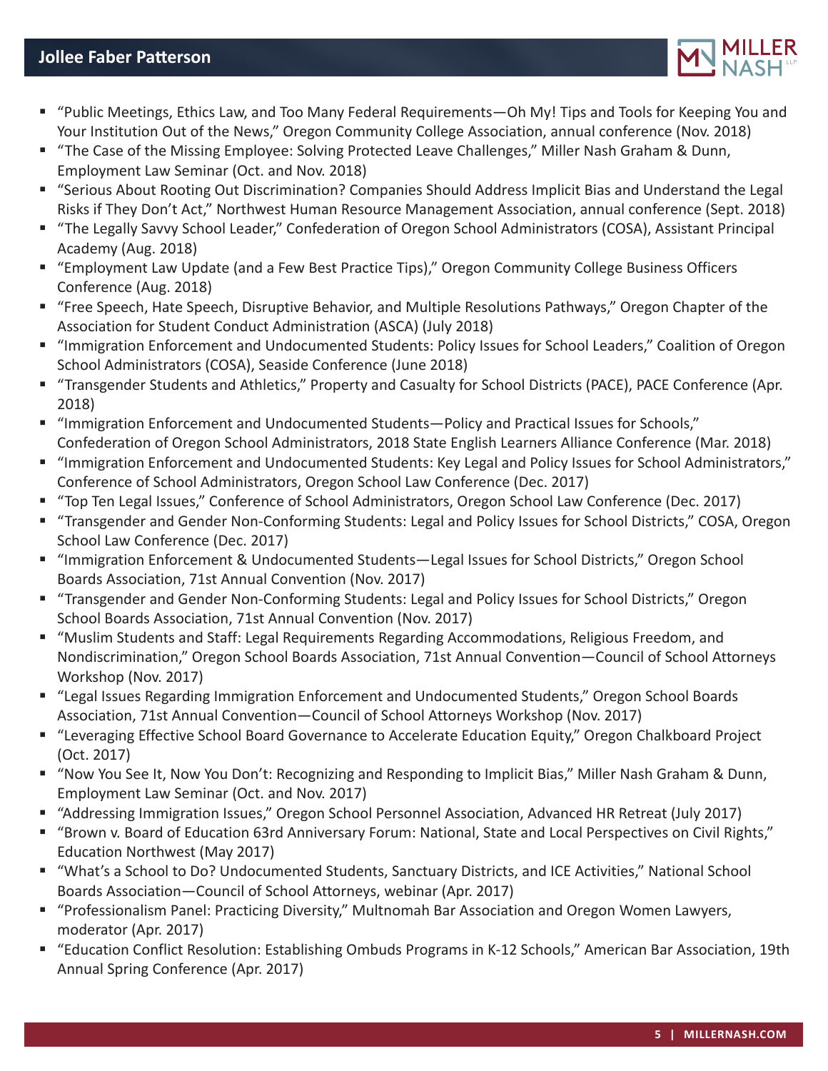- "Public Meetings, Ethics Law, and Too Many Federal Requirements—Oh My! Tips and Tools for Keeping You and Your Institution Out of the News," Oregon Community College Association, annual conference (Nov. 2018)
- "The Case of the Missing Employee: Solving Protected Leave Challenges," Miller Nash Graham & Dunn, Employment Law Seminar (Oct. and Nov. 2018)
- "Serious About Rooting Out Discrimination? Companies Should Address Implicit Bias and Understand the Legal Risks if They Don't Act," Northwest Human Resource Management Association, annual conference (Sept. 2018)
- "The Legally Savvy School Leader," Confederation of Oregon School Administrators (COSA), Assistant Principal Academy (Aug. 2018)
- "Employment Law Update (and a Few Best Practice Tips)," Oregon Community College Business Officers Conference (Aug. 2018)
- "Free Speech, Hate Speech, Disruptive Behavior, and Multiple Resolutions Pathways," Oregon Chapter of the Association for Student Conduct Administration (ASCA) (July 2018)
- "Immigration Enforcement and Undocumented Students: Policy Issues for School Leaders," Coalition of Oregon School Administrators (COSA), Seaside Conference (June 2018)
- "Transgender Students and Athletics," Property and Casualty for School Districts (PACE), PACE Conference (Apr. 2018)
- "Immigration Enforcement and Undocumented Students—Policy and Practical Issues for Schools," Confederation of Oregon School Administrators, 2018 State English Learners Alliance Conference (Mar. 2018)
- "Immigration Enforcement and Undocumented Students: Key Legal and Policy Issues for School Administrators," Conference of School Administrators, Oregon School Law Conference (Dec. 2017)
- "Top Ten Legal Issues," Conference of School Administrators, Oregon School Law Conference (Dec. 2017)
- "Transgender and Gender Non-Conforming Students: Legal and Policy Issues for School Districts," COSA, Oregon School Law Conference (Dec. 2017)
- "Immigration Enforcement & Undocumented Students—Legal Issues for School Districts," Oregon School Boards Association, 71st Annual Convention (Nov. 2017)
- "Transgender and Gender Non-Conforming Students: Legal and Policy Issues for School Districts," Oregon School Boards Association, 71st Annual Convention (Nov. 2017)
- "Muslim Students and Staff: Legal Requirements Regarding Accommodations, Religious Freedom, and Nondiscrimination," Oregon School Boards Association, 71st Annual Convention—Council of School Attorneys Workshop (Nov. 2017)
- "Legal Issues Regarding Immigration Enforcement and Undocumented Students," Oregon School Boards Association, 71st Annual Convention—Council of School Attorneys Workshop (Nov. 2017)
- "Leveraging Effective School Board Governance to Accelerate Education Equity," Oregon Chalkboard Project (Oct. 2017)
- "Now You See It, Now You Don't: Recognizing and Responding to Implicit Bias," Miller Nash Graham & Dunn, Employment Law Seminar (Oct. and Nov. 2017)
- "Addressing Immigration Issues," Oregon School Personnel Association, Advanced HR Retreat (July 2017)
- "Brown v. Board of Education 63rd Anniversary Forum: National, State and Local Perspectives on Civil Rights," Education Northwest (May 2017)
- "What's a School to Do? Undocumented Students, Sanctuary Districts, and ICE Activities," National School Boards Association—Council of School Attorneys, webinar (Apr. 2017)
- "Professionalism Panel: Practicing Diversity," Multnomah Bar Association and Oregon Women Lawyers, moderator (Apr. 2017)
- "Education Conflict Resolution: Establishing Ombuds Programs in K-12 Schools," American Bar Association, 19th Annual Spring Conference (Apr. 2017)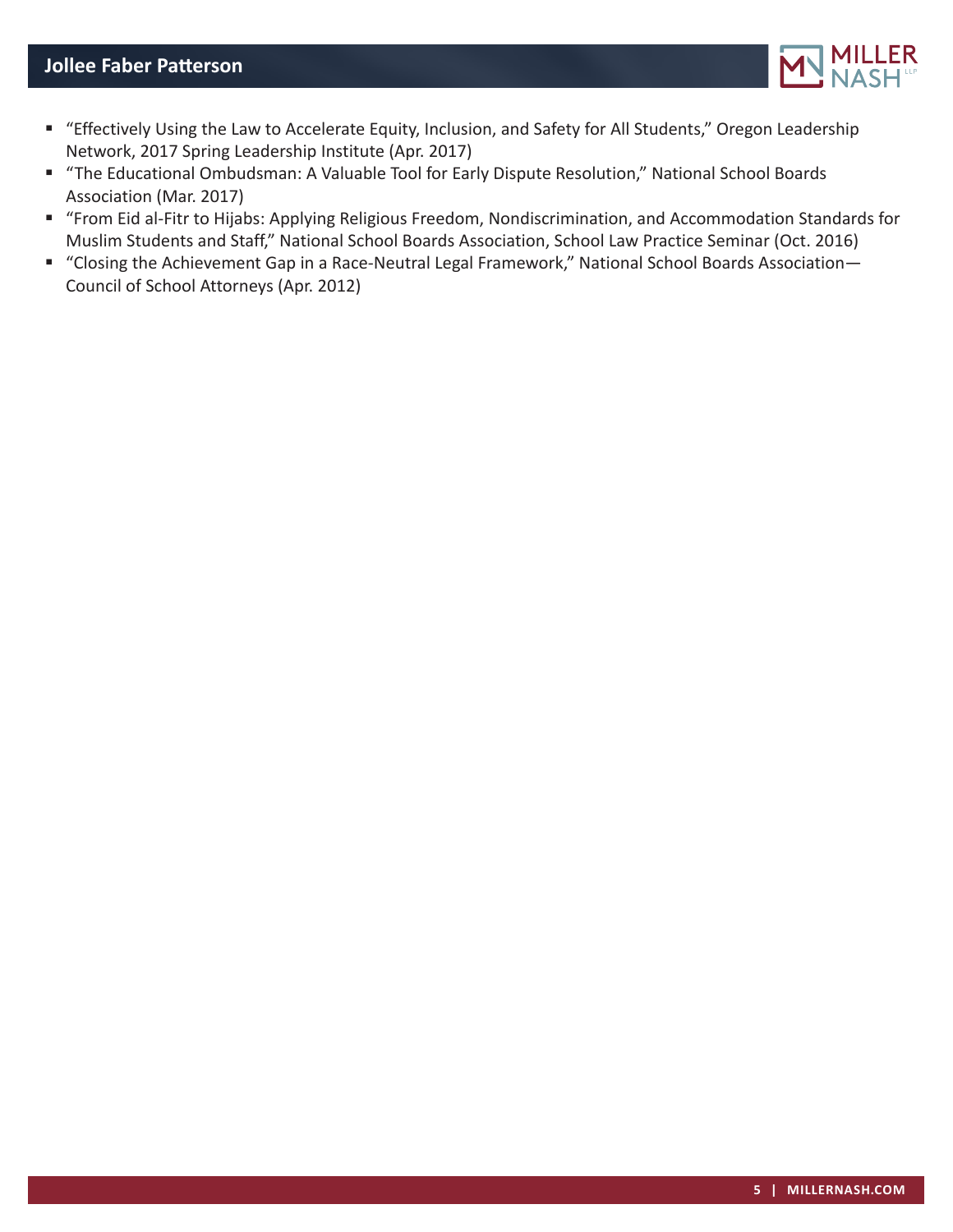- "Effectively Using the Law to Accelerate Equity, Inclusion, and Safety for All Students," Oregon Leadership Network, 2017 Spring Leadership Institute (Apr. 2017)
- "The Educational Ombudsman: A Valuable Tool for Early Dispute Resolution," National School Boards Association (Mar. 2017)
- "From Eid al-Fitr to Hijabs: Applying Religious Freedom, Nondiscrimination, and Accommodation Standards for Muslim Students and Staff," National School Boards Association, School Law Practice Seminar (Oct. 2016)
- "Closing the Achievement Gap in a Race-Neutral Legal Framework," National School Boards Association—Council of School Attorneys (Apr. 2012)